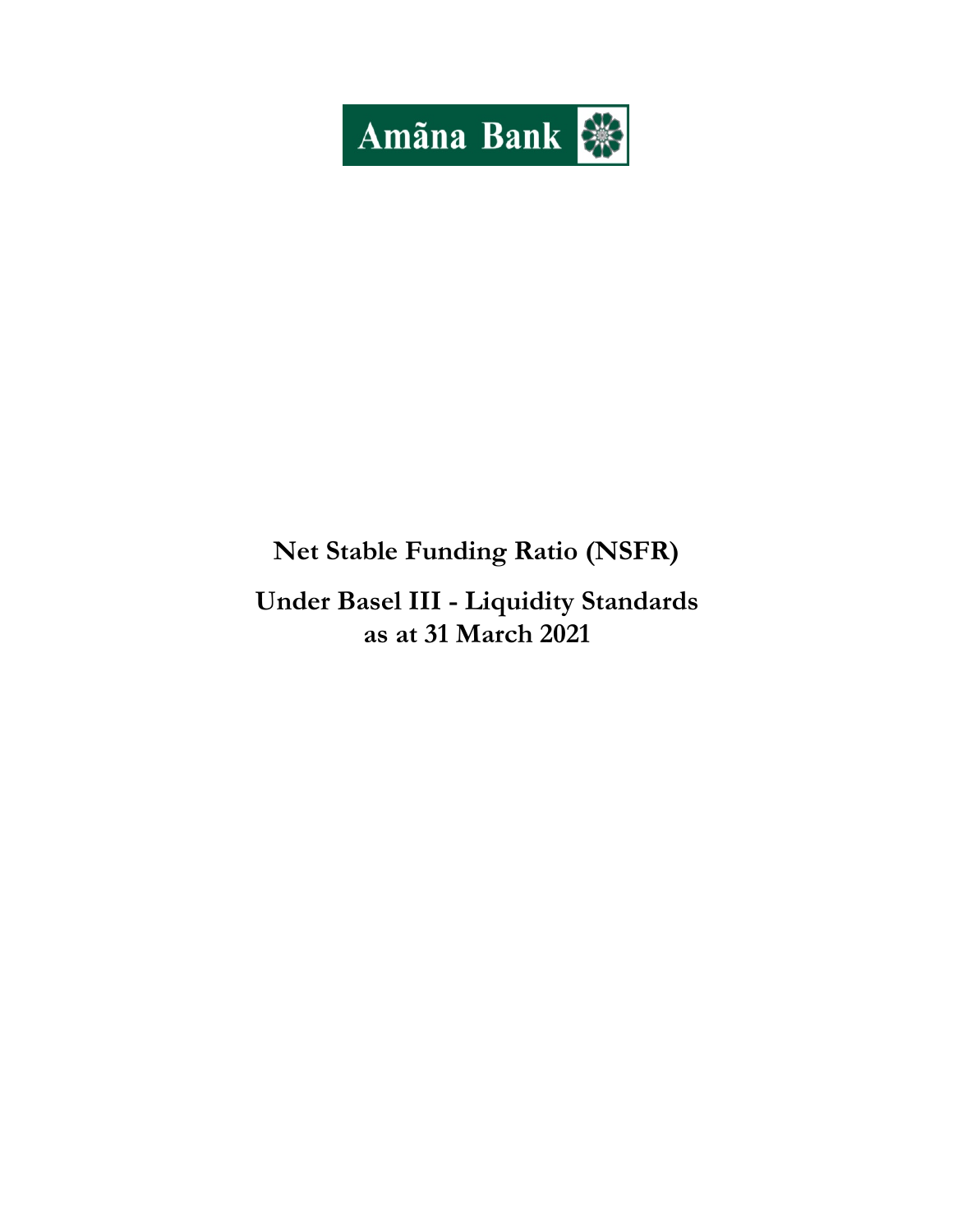Amãna Bank

# Net Stable Funding Ratio (NSFR)

## Under Basel III - Liquidity Standards
## as at 31 March 2021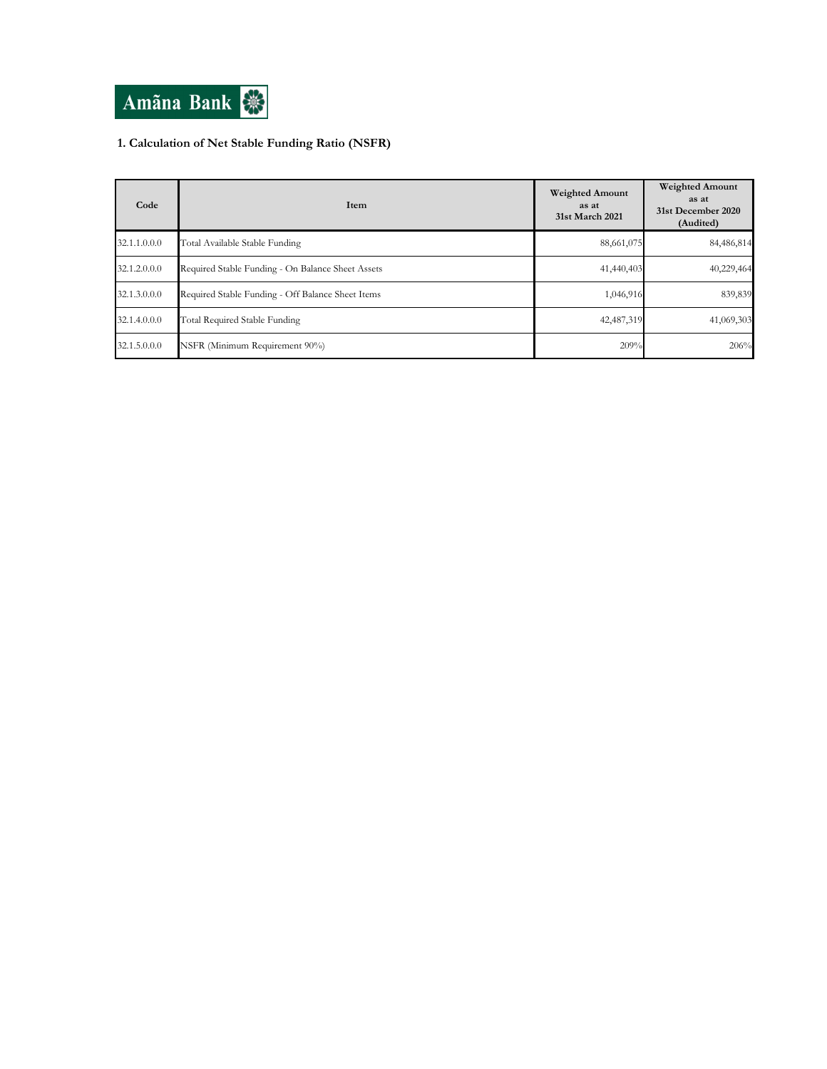Amãna Bank

## 1. Calculation of Net Stable Funding Ratio (NSFR)

| Code | Item | Weighted Amount as at 31st March 2021 | Weighted Amount as at 31st December 2020 (Audited) |
|---|---|---|---|
| 32.1.1.0.0.0 | Total Available Stable Funding | 88,661,075 | 84,486,814 |
| 32.1.2.0.0.0 | Required Stable Funding - On Balance Sheet Assets | 41,440,403 | 40,229,464 |
| 32.1.3.0.0.0 | Required Stable Funding - Off Balance Sheet Items | 1,046,916 | 839,839 |
| 32.1.4.0.0.0 | Total Required Stable Funding | 42,487,319 | 41,069,303 |
| 32.1.5.0.0.0 | NSFR (Minimum Requirement 90%) | 209% | 206% |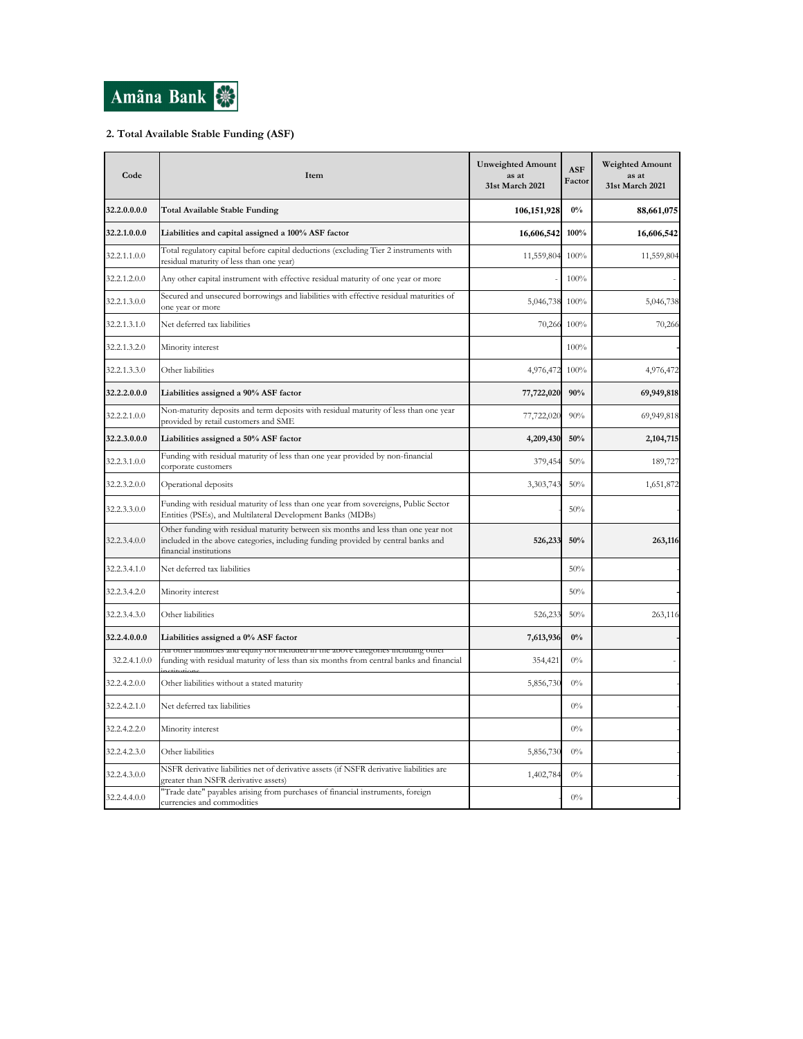Amãna Bank

## 2. Total Available Stable Funding (ASF)

| Code | Item | Unweighted Amount as at 31st March 2021 | ASF Factor | Weighted Amount as at 31st March 2021 |
|---|---|---|---|---|
| **32.2.0.0.0.0** | **Total Available Stable Funding** | **106,151,928** | **0%** | **88,661,075** |
| **32.2.1.0.0.0** | **Liabilities and capital assigned a 100% ASF factor** | **16,606,542** | **100%** | **16,606,542** |
| 32.2.1.1.0.0 | Total regulatory capital before capital deductions (excluding Tier 2 instruments with residual maturity of less than one year) | 11,559,804 | 100% | 11,559,804 |
| 32.2.1.2.0.0 | Any other capital instrument with effective residual maturity of one year or more | - | 100% | - |
| 32.2.1.3.0.0 | Secured and unsecured borrowings and liabilities with effective residual maturities of one year or more | 5,046,738 | 100% | 5,046,738 |
| 32.2.1.3.1.0 | Net deferred tax liabilities | 70,266 | 100% | 70,266 |
| 32.2.1.3.2.0 | Minority interest | | 100% | - |
| 32.2.1.3.3.0 | Other liabilities | 4,976,472 | 100% | 4,976,472 |
| **32.2.2.0.0.0** | **Liabilities assigned a 90% ASF factor** | **77,722,020** | **90%** | **69,949,818** |
| 32.2.2.1.0.0 | Non-maturity deposits and term deposits with residual maturity of less than one year provided by retail customers and SME | 77,722,020 | 90% | 69,949,818 |
| **32.2.3.0.0.0** | **Liabilities assigned a 50% ASF factor** | **4,209,430** | **50%** | **2,104,715** |
| 32.2.3.1.0.0 | Funding with residual maturity of less than one year provided by non-financial corporate customers | 379,454 | 50% | 189,727 |
| 32.2.3.2.0.0 | Operational deposits | 3,303,743 | 50% | 1,651,872 |
| 32.2.3.3.0.0 | Funding with residual maturity of less than one year from sovereigns, Public Sector Entities (PSEs), and Multilateral Development Banks (MDBs) | - | 50% | - |
| 32.2.3.4.0.0 | Other funding with residual maturity between six months and less than one year not included in the above categories, including funding provided by central banks and financial institutions | **526,233** | **50%** | **263,116** |
| 32.2.3.4.1.0 | Net deferred tax liabilities | | 50% | - |
| 32.2.3.4.2.0 | Minority interest | | 50% | - |
| 32.2.3.4.3.0 | Other liabilities | 526,233 | 50% | 263,116 |
| **32.2.4.0.0.0** | **Liabilities assigned a 0% ASF factor** | **7,613,936** | **0%** | **-** |
| 32.2.4.1.0.0 | All other liabilities and equity not included in the above categories including other funding with residual maturity of less than six months from central banks and financial institutions | 354,421 | 0% | - |
| 32.2.4.2.0.0 | Other liabilities without a stated maturity | 5,856,730 | 0% | - |
| 32.2.4.2.1.0 | Net deferred tax liabilities | | 0% | - |
| 32.2.4.2.2.0 | Minority interest | | 0% | - |
| 32.2.4.2.3.0 | Other liabilities | 5,856,730 | 0% | - |
| 32.2.4.3.0.0 | NSFR derivative liabilities net of derivative assets (if NSFR derivative liabilities are greater than NSFR derivative assets) | 1,402,784 | 0% | - |
| 32.2.4.4.0.0 | "Trade date" payables arising from purchases of financial instruments, foreign currencies and commodities | - | 0% | - |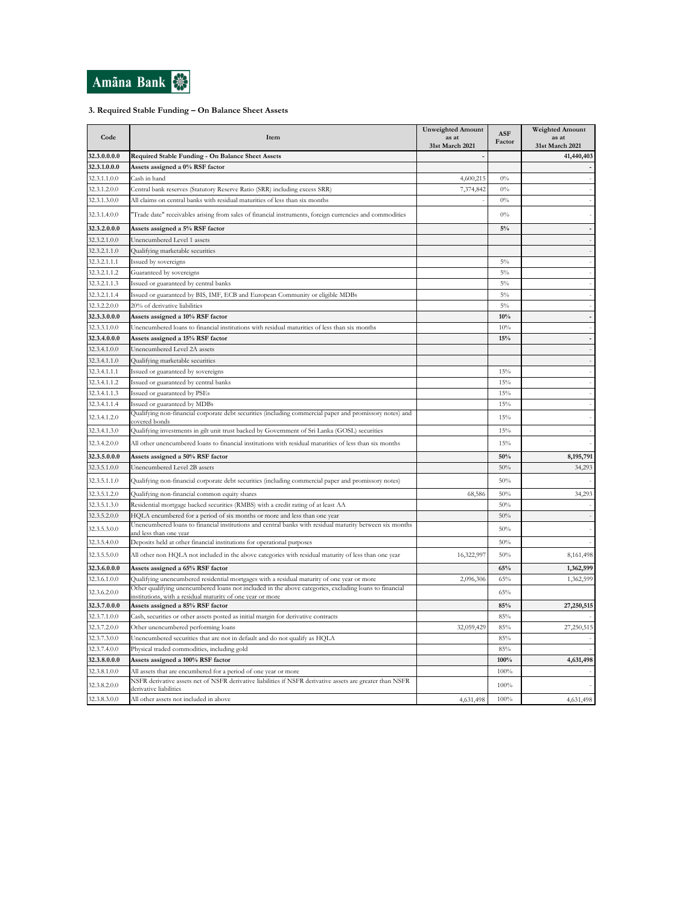Amãna Bank

### 3. Required Stable Funding – On Balance Sheet Assets

| Code | Item | Unweighted Amount as at 31st March 2021 | ASF Factor | Weighted Amount as at 31st March 2021 |
|---|---|---|---|---|
| **32.3.0.0.0** | **Required Stable Funding - On Balance Sheet Assets** | - | | **41,440,403** |
| **32.3.1.0.0** | **Assets assigned a 0% RSF factor** | | | **-** |
| 32.3.1.1.0 | Cash in hand | 4,600,215 | 0% | - |
| 32.3.1.2.0 | Central bank reserves (Statutory Reserve Ratio (SRR) including excess SRR) | 7,374,842 | 0% | - |
| 32.3.1.3.0 | All claims on central banks with residual maturities of less than six months | - | 0% | - |
| 32.3.1.4.0 | "Trade date" receivables arising from sales of financial instruments, foreign currencies and commodities | | 0% | - |
| **32.3.2.0.0** | **Assets assigned a 5% RSF factor** | | **5%** | **-** |
| 32.3.2.1.0 | Unencumbered Level 1 assets | | | - |
| 32.3.2.1.1.0 | Qualifying marketable securities | | | - |
| 32.3.2.1.1.1 | Issued by sovereigns | | 5% | - |
| 32.3.2.1.1.2 | Guaranteed by sovereigns | | 5% | - |
| 32.3.2.1.1.3 | Issued or guaranteed by central banks | | 5% | - |
| 32.3.2.1.1.4 | Issued or guaranteed by BIS, IMF, ECB and European Community or eligible MDBs | | 5% | - |
| 32.3.2.2.0 | 20% of derivative liabilities | | 5% | - |
| **32.3.3.0.0** | **Assets assigned a 10% RSF factor** | | **10%** | **-** |
| 32.3.3.1.0 | Unencumbered loans to financial institutions with residual maturities of less than six months | | 10% | - |
| **32.3.4.0.0** | **Assets assigned a 15% RSF factor** | | **15%** | **-** |
| 32.3.4.1.0 | Unencumbered Level 2A assets | | | - |
| 32.3.4.1.1.0 | Qualifying marketable securities | | | - |
| 32.3.4.1.1.1 | Issued or guaranteed by sovereigns | | 15% | - |
| 32.3.4.1.1.2 | Issued or guaranteed by central banks | | 15% | - |
| 32.3.4.1.1.3 | Issued or guaranteed by PSEs | | 15% | - |
| 32.3.4.1.1.4 | Issued or guaranteed by MDBs | | 15% | - |
| 32.3.4.1.2.0 | Qualifying non-financial corporate debt securities (including commercial paper and promissory notes) and covered bonds | | 15% | - |
| 32.3.4.1.3.0 | Qualifying investments in gilt unit trust backed by Government of Sri Lanka (GOSL) securities | | 15% | - |
| 32.3.4.2.0 | All other unencumbered loans to financial institutions with residual maturities of less than six months | | 15% | - |
| **32.3.5.0.0** | **Assets assigned a 50% RSF factor** | | **50%** | **8,195,791** |
| 32.3.5.1.0 | Unencumbered Level 2B assets | | 50% | 34,293 |
| 32.3.5.1.1.0 | Qualifying non-financial corporate debt securities (including commercial paper and promissory notes) | | 50% | - |
| 32.3.5.1.2.0 | Qualifying non-financial common equity shares | 68,586 | 50% | 34,293 |
| 32.3.5.1.3.0 | Residential mortgage backed securities (RMBS) with a credit rating of at least AA | | 50% | - |
| 32.3.5.2.0 | HQLA encumbered for a period of six months or more and less than one year | | 50% | - |
| 32.3.5.3.0 | Unencumbered loans to financial institutions and central banks with residual maturity between six months and less than one year | | 50% | - |
| 32.3.5.4.0 | Deposits held at other financial institutions for operational purposes | | 50% | - |
| 32.3.5.5.0 | All other non HQLA not included in the above categories with residual maturity of less than one year | 16,322,997 | 50% | 8,161,498 |
| **32.3.6.0.0** | **Assets assigned a 65% RSF factor** | | **65%** | **1,362,599** |
| 32.3.6.1.0 | Qualifying unencumbered residential mortgages with a residual maturity of one year or more | 2,096,306 | 65% | 1,362,599 |
| 32.3.6.2.0 | Other qualifying unencumbered loans not included in the above categories, excluding loans to financial institutions, with a residual maturity of one year or more | | 65% | |
| **32.3.7.0.0** | **Assets assigned a 85% RSF factor** | | **85%** | **27,250,515** |
| 32.3.7.1.0 | Cash, securities or other assets posted as initial margin for derivative contracts | | 85% | - |
| 32.3.7.2.0 | Other unencumbered performing loans | 32,059,429 | 85% | 27,250,515 |
| 32.3.7.3.0 | Unencumbered securities that are not in default and do not qualify as HQLA | | 85% | - |
| 32.3.7.4.0 | Physical traded commodities, including gold | | 85% | - |
| **32.3.8.0.0** | **Assets assigned a 100% RSF factor** | | **100%** | **4,631,498** |
| 32.3.8.1.0 | All assets that are encumbered for a period of one year or more | | 100% | - |
| 32.3.8.2.0 | NSFR derivative assets net of NSFR derivative liabilities if NSFR derivative assets are greater than NSFR derivative liabilities | | 100% | - |
| 32.3.8.3.0 | All other assets not included in above | 4,631,498 | 100% | 4,631,498 |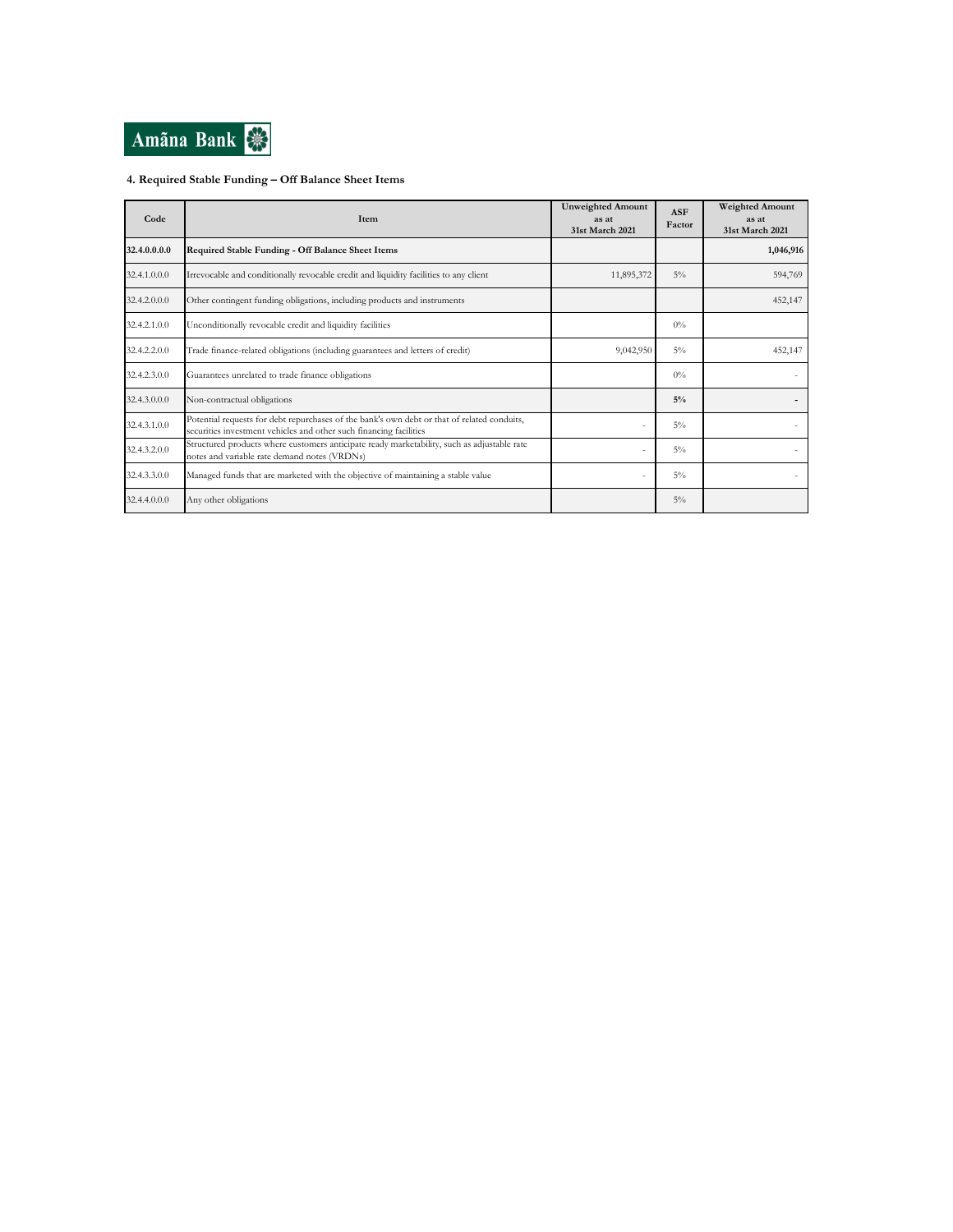Amãna Bank

#### 4. Required Stable Funding – Off Balance Sheet Items

| Code | Item | Unweighted Amount as at 31st March 2021 | ASF Factor | Weighted Amount as at 31st March 2021 |
|---|---|---|---|---|
| **32.4.0.0.0.0** | **Required Stable Funding - Off Balance Sheet Items** | | | **1,046,916** |
| 32.4.1.0.0.0 | Irrevocable and conditionally revocable credit and liquidity facilities to any client | 11,895,372 | 5% | 594,769 |
| 32.4.2.0.0.0 | Other contingent funding obligations, including products and instruments | | | 452,147 |
| 32.4.2.1.0.0 | Unconditionally revocable credit and liquidity facilities | | 0% | |
| 32.4.2.2.0.0 | Trade finance-related obligations (including guarantees and letters of credit) | 9,042,950 | 5% | 452,147 |
| 32.4.2.3.0.0 | Guarantees unrelated to trade finance obligations | | 0% | - |
| 32.4.3.0.0.0 | Non-contractual obligations | | **5%** | **-** |
| 32.4.3.1.0.0 | Potential requests for debt repurchases of the bank's own debt or that of related conduits, securities investment vehicles and other such financing facilities | - | 5% | - |
| 32.4.3.2.0.0 | Structured products where customers anticipate ready marketability, such as adjustable rate notes and variable rate demand notes (VRDNs) | - | 5% | - |
| 32.4.3.3.0.0 | Managed funds that are marketed with the objective of maintaining a stable value | - | 5% | - |
| 32.4.4.0.0.0 | Any other obligations | | 5% | |